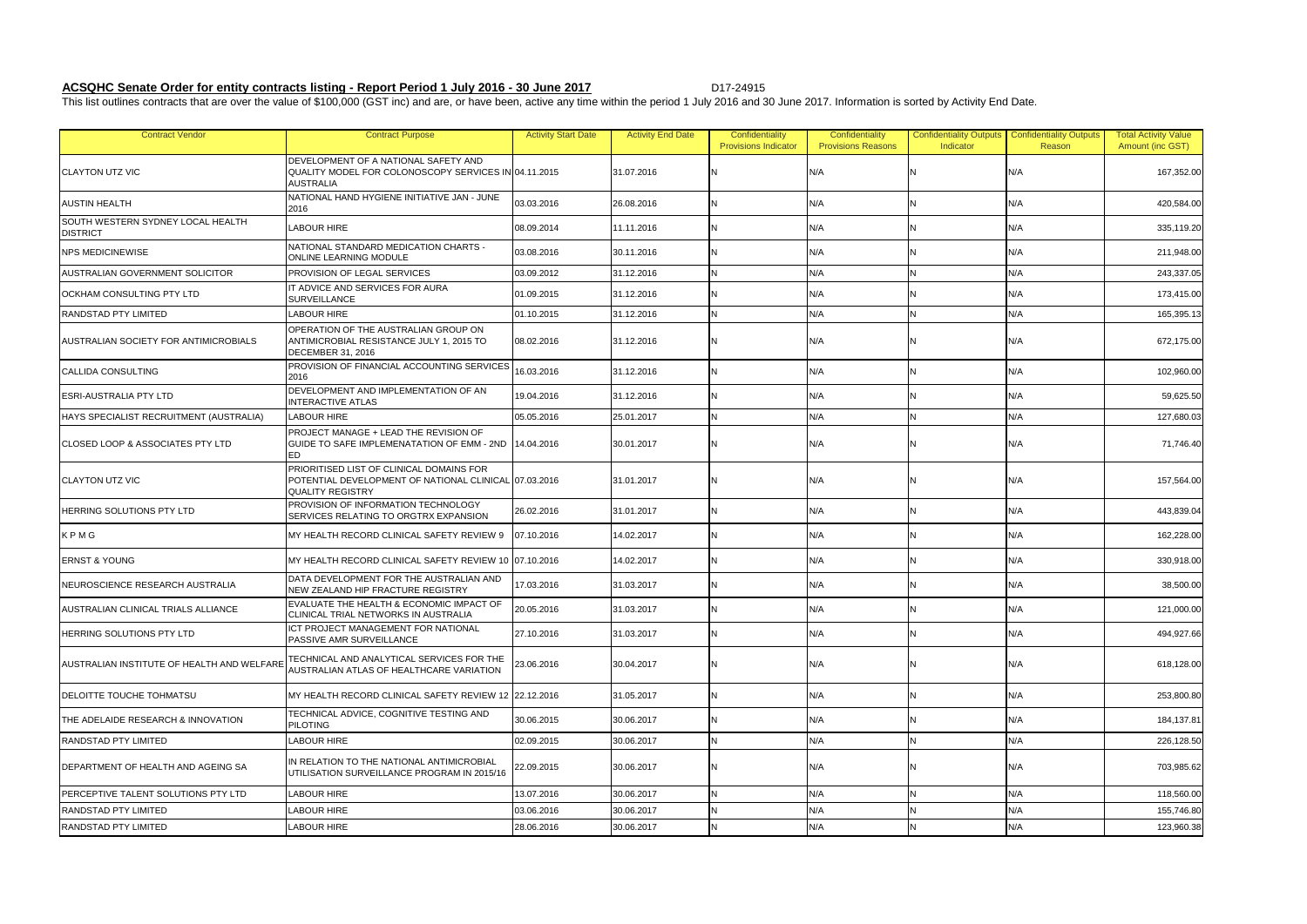**ACSQHC Senate Order for entity contracts listing - Report Period 1 July 2016 - 30 June 2017** D17-24915

This list outlines contracts that are over the value of $100,000 (GST inc) and are, or have been, active any time within the period 1 July 2016 and 30 June 2017. Information is sorted by Activity End Date.

| Contract Vendor | Contract Purpose | Activity Start Date | Activity End Date | Confidentiality Provisions Indicator | Confidentiality Provisions Reasons | Confidentiality Outputs Indicator | Confidentiality Outputs Reason | Total Activity Value Amount (inc GST) |
|---|---|---|---|---|---|---|---|---|
| CLAYTON UTZ VIC | DEVELOPMENT OF A NATIONAL SAFETY AND QUALITY MODEL FOR COLONOSCOPY SERVICES IN AUSTRALIA | 04.11.2015 | 31.07.2016 | N | N/A | N | N/A | 167,352.00 |
| AUSTIN HEALTH | NATIONAL HAND HYGIENE INITIATIVE JAN - JUNE 2016 | 03.03.2016 | 26.08.2016 | N | N/A | N | N/A | 420,584.00 |
| SOUTH WESTERN SYDNEY LOCAL HEALTH DISTRICT | LABOUR HIRE | 08.09.2014 | 11.11.2016 | N | N/A | N | N/A | 335,119.20 |
| NPS MEDICINEWISE | NATIONAL STANDARD MEDICATION CHARTS - ONLINE LEARNING MODULE | 03.08.2016 | 30.11.2016 | N | N/A | N | N/A | 211,948.00 |
| AUSTRALIAN GOVERNMENT SOLICITOR | PROVISION OF LEGAL SERVICES | 03.09.2012 | 31.12.2016 | N | N/A | N | N/A | 243,337.05 |
| OCKHAM CONSULTING PTY LTD | IT ADVICE AND SERVICES FOR AURA SURVEILLANCE | 01.09.2015 | 31.12.2016 | N | N/A | N | N/A | 173,415.00 |
| RANDSTAD PTY LIMITED | LABOUR HIRE | 01.10.2015 | 31.12.2016 | N | N/A | N | N/A | 165,395.13 |
| AUSTRALIAN SOCIETY FOR ANTIMICROBIALS | OPERATION OF THE AUSTRALIAN GROUP ON ANTIMICROBIAL RESISTANCE JULY 1, 2015 TO DECEMBER 31, 2016 | 08.02.2016 | 31.12.2016 | N | N/A | N | N/A | 672,175.00 |
| CALLIDA CONSULTING | PROVISION OF FINANCIAL ACCOUNTING SERVICES 2016 | 16.03.2016 | 31.12.2016 | N | N/A | N | N/A | 102,960.00 |
| ESRI-AUSTRALIA PTY LTD | DEVELOPMENT AND IMPLEMENTATION OF AN INTERACTIVE ATLAS | 19.04.2016 | 31.12.2016 | N | N/A | N | N/A | 59,625.50 |
| HAYS SPECIALIST RECRUITMENT (AUSTRALIA) | LABOUR HIRE | 05.05.2016 | 25.01.2017 | N | N/A | N | N/A | 127,680.03 |
| CLOSED LOOP & ASSOCIATES PTY LTD | PROJECT MANAGE + LEAD THE REVISION OF GUIDE TO SAFE IMPLEMENATATION OF EMM - 2ND ED | 14.04.2016 | 30.01.2017 | N | N/A | N | N/A | 71,746.40 |
| CLAYTON UTZ VIC | PRIORITISED LIST OF CLINICAL DOMAINS FOR POTENTIAL DEVELOPMENT OF NATIONAL CLINICAL QUALITY REGISTRY | 07.03.2016 | 31.01.2017 | N | N/A | N | N/A | 157,564.00 |
| HERRING SOLUTIONS PTY LTD | PROVISION OF INFORMATION TECHNOLOGY SERVICES RELATING TO ORGTRX EXPANSION | 26.02.2016 | 31.01.2017 | N | N/A | N | N/A | 443,839.04 |
| K P M G | MY HEALTH RECORD CLINICAL SAFETY REVIEW 9 | 07.10.2016 | 14.02.2017 | N | N/A | N | N/A | 162,228.00 |
| ERNST & YOUNG | MY HEALTH RECORD CLINICAL SAFETY REVIEW 10 | 07.10.2016 | 14.02.2017 | N | N/A | N | N/A | 330,918.00 |
| NEUROSCIENCE RESEARCH AUSTRALIA | DATA DEVELOPMENT FOR THE AUSTRALIAN AND NEW ZEALAND HIP FRACTURE REGISTRY | 17.03.2016 | 31.03.2017 | N | N/A | N | N/A | 38,500.00 |
| AUSTRALIAN CLINICAL TRIALS ALLIANCE | EVALUATE THE HEALTH & ECONOMIC IMPACT OF CLINICAL TRIAL NETWORKS IN AUSTRALIA | 20.05.2016 | 31.03.2017 | N | N/A | N | N/A | 121,000.00 |
| HERRING SOLUTIONS PTY LTD | ICT PROJECT MANAGEMENT FOR NATIONAL PASSIVE AMR SURVEILLANCE | 27.10.2016 | 31.03.2017 | N | N/A | N | N/A | 494,927.66 |
| AUSTRALIAN INSTITUTE OF HEALTH AND WELFARE | TECHNICAL AND ANALYTICAL SERVICES FOR THE AUSTRALIAN ATLAS OF HEALTHCARE VARIATION | 23.06.2016 | 30.04.2017 | N | N/A | N | N/A | 618,128.00 |
| DELOITTE TOUCHE TOHMATSU | MY HEALTH RECORD CLINICAL SAFETY REVIEW 12 | 22.12.2016 | 31.05.2017 | N | N/A | N | N/A | 253,800.80 |
| THE ADELAIDE RESEARCH & INNOVATION | TECHNICAL ADVICE, COGNITIVE TESTING AND PILOTING | 30.06.2015 | 30.06.2017 | N | N/A | N | N/A | 184,137.81 |
| RANDSTAD PTY LIMITED | LABOUR HIRE | 02.09.2015 | 30.06.2017 | N | N/A | N | N/A | 226,128.50 |
| DEPARTMENT OF HEALTH AND AGEING SA | IN RELATION TO THE NATIONAL ANTIMICROBIAL UTILISATION SURVEILLANCE PROGRAM IN 2015/16 | 22.09.2015 | 30.06.2017 | N | N/A | N | N/A | 703,985.62 |
| PERCEPTIVE TALENT SOLUTIONS PTY LTD | LABOUR HIRE | 13.07.2016 | 30.06.2017 | N | N/A | N | N/A | 118,560.00 |
| RANDSTAD PTY LIMITED | LABOUR HIRE | 03.06.2016 | 30.06.2017 | N | N/A | N | N/A | 155,746.80 |
| RANDSTAD PTY LIMITED | LABOUR HIRE | 28.06.2016 | 30.06.2017 | N | N/A | N | N/A | 123,960.38 |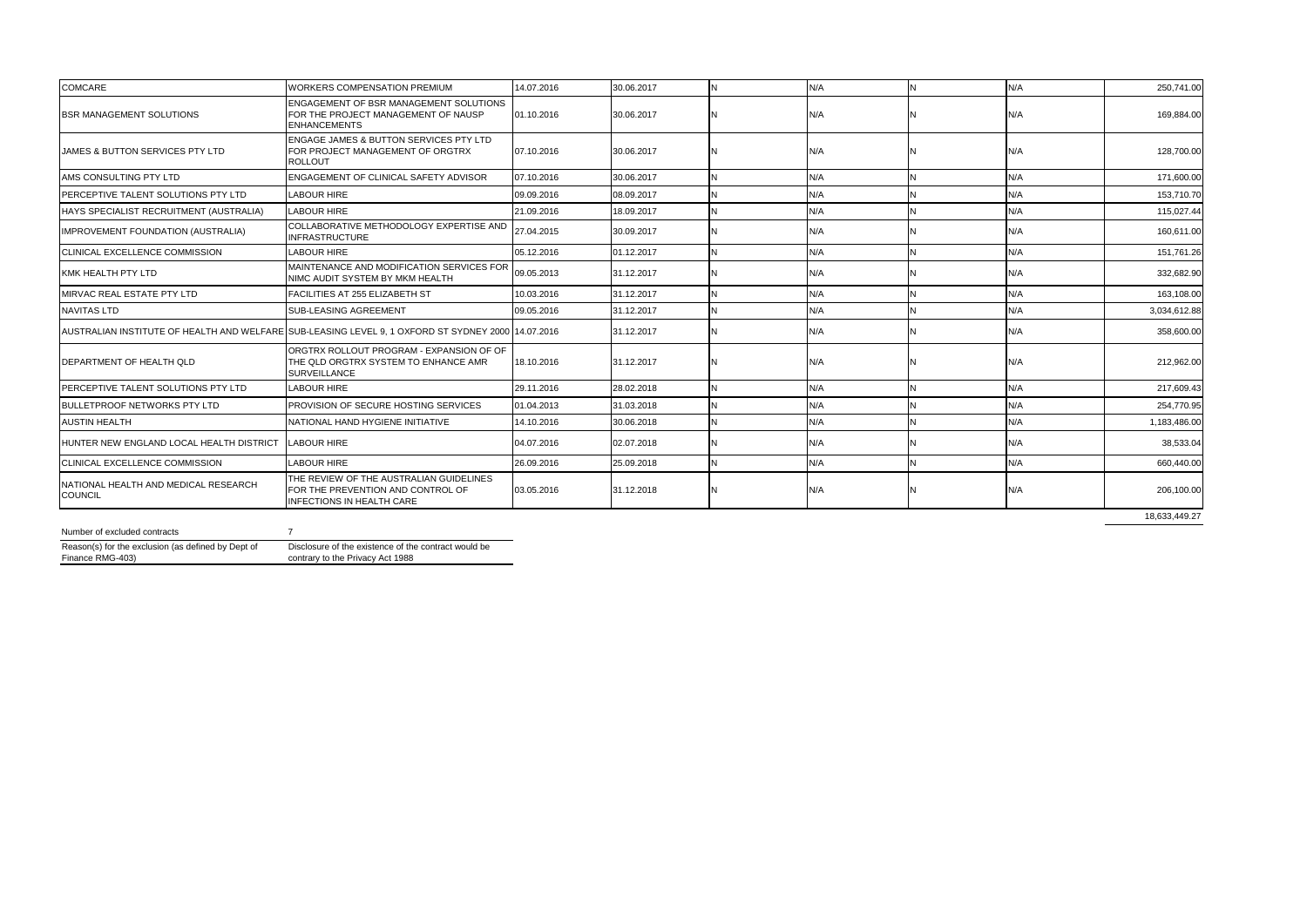| | | | | | | | | |
|---|---|---|---|---|---|---|---|---|
| COMCARE | WORKERS COMPENSATION PREMIUM | 14.07.2016 | 30.06.2017 | N | N/A | N | N/A | 250,741.00 |
| BSR MANAGEMENT SOLUTIONS | ENGAGEMENT OF BSR MANAGEMENT SOLUTIONS FOR THE PROJECT MANAGEMENT OF NAUSP ENHANCEMENTS | 01.10.2016 | 30.06.2017 | N | N/A | N | N/A | 169,884.00 |
| JAMES & BUTTON SERVICES PTY LTD | ENGAGE JAMES & BUTTON SERVICES PTY LTD FOR PROJECT MANAGEMENT OF ORGTRX ROLLOUT | 07.10.2016 | 30.06.2017 | N | N/A | N | N/A | 128,700.00 |
| AMS CONSULTING PTY LTD | ENGAGEMENT OF CLINICAL SAFETY ADVISOR | 07.10.2016 | 30.06.2017 | N | N/A | N | N/A | 171,600.00 |
| PERCEPTIVE TALENT SOLUTIONS PTY LTD | LABOUR HIRE | 09.09.2016 | 08.09.2017 | N | N/A | N | N/A | 153,710.70 |
| HAYS SPECIALIST RECRUITMENT (AUSTRALIA) | LABOUR HIRE | 21.09.2016 | 18.09.2017 | N | N/A | N | N/A | 115,027.44 |
| IMPROVEMENT FOUNDATION (AUSTRALIA) | COLLABORATIVE METHODOLOGY EXPERTISE AND INFRASTRUCTURE | 27.04.2015 | 30.09.2017 | N | N/A | N | N/A | 160,611.00 |
| CLINICAL EXCELLENCE COMMISSION | LABOUR HIRE | 05.12.2016 | 01.12.2017 | N | N/A | N | N/A | 151,761.26 |
| KMK HEALTH PTY LTD | MAINTENANCE AND MODIFICATION SERVICES FOR NIMC AUDIT SYSTEM BY MKM HEALTH | 09.05.2013 | 31.12.2017 | N | N/A | N | N/A | 332,682.90 |
| MIRVAC REAL ESTATE PTY LTD | FACILITIES AT 255 ELIZABETH ST | 10.03.2016 | 31.12.2017 | N | N/A | N | N/A | 163,108.00 |
| NAVITAS LTD | SUB-LEASING AGREEMENT | 09.05.2016 | 31.12.2017 | N | N/A | N | N/A | 3,034,612.88 |
| AUSTRALIAN INSTITUTE OF HEALTH AND WELFARE | SUB-LEASING LEVEL 9, 1 OXFORD ST SYDNEY 2000 | 14.07.2016 | 31.12.2017 | N | N/A | N | N/A | 358,600.00 |
| DEPARTMENT OF HEALTH QLD | ORGTRX ROLLOUT PROGRAM - EXPANSION OF OF THE QLD ORGTRX SYSTEM TO ENHANCE AMR SURVEILLANCE | 18.10.2016 | 31.12.2017 | N | N/A | N | N/A | 212,962.00 |
| PERCEPTIVE TALENT SOLUTIONS PTY LTD | LABOUR HIRE | 29.11.2016 | 28.02.2018 | N | N/A | N | N/A | 217,609.43 |
| BULLETPROOF NETWORKS PTY LTD | PROVISION OF SECURE HOSTING SERVICES | 01.04.2013 | 31.03.2018 | N | N/A | N | N/A | 254,770.95 |
| AUSTIN HEALTH | NATIONAL HAND HYGIENE INITIATIVE | 14.10.2016 | 30.06.2018 | N | N/A | N | N/A | 1,183,486.00 |
| HUNTER NEW ENGLAND LOCAL HEALTH DISTRICT | LABOUR HIRE | 04.07.2016 | 02.07.2018 | N | N/A | N | N/A | 38,533.04 |
| CLINICAL EXCELLENCE COMMISSION | LABOUR HIRE | 26.09.2016 | 25.09.2018 | N | N/A | N | N/A | 660,440.00 |
| NATIONAL HEALTH AND MEDICAL RESEARCH COUNCIL | THE REVIEW OF THE AUSTRALIAN GUIDELINES FOR THE PREVENTION AND CONTROL OF INFECTIONS IN HEALTH CARE | 03.05.2016 | 31.12.2018 | N | N/A | N | N/A | 206,100.00 |
| | | | | | | | | 18,633,449.27 |

| | |
|---|---|
| Number of excluded contracts | 7 |
| Reason(s) for the exclusion (as defined by Dept of Finance RMG-403) | Disclosure of the existence of the contract would be contrary to the Privacy Act 1988 |